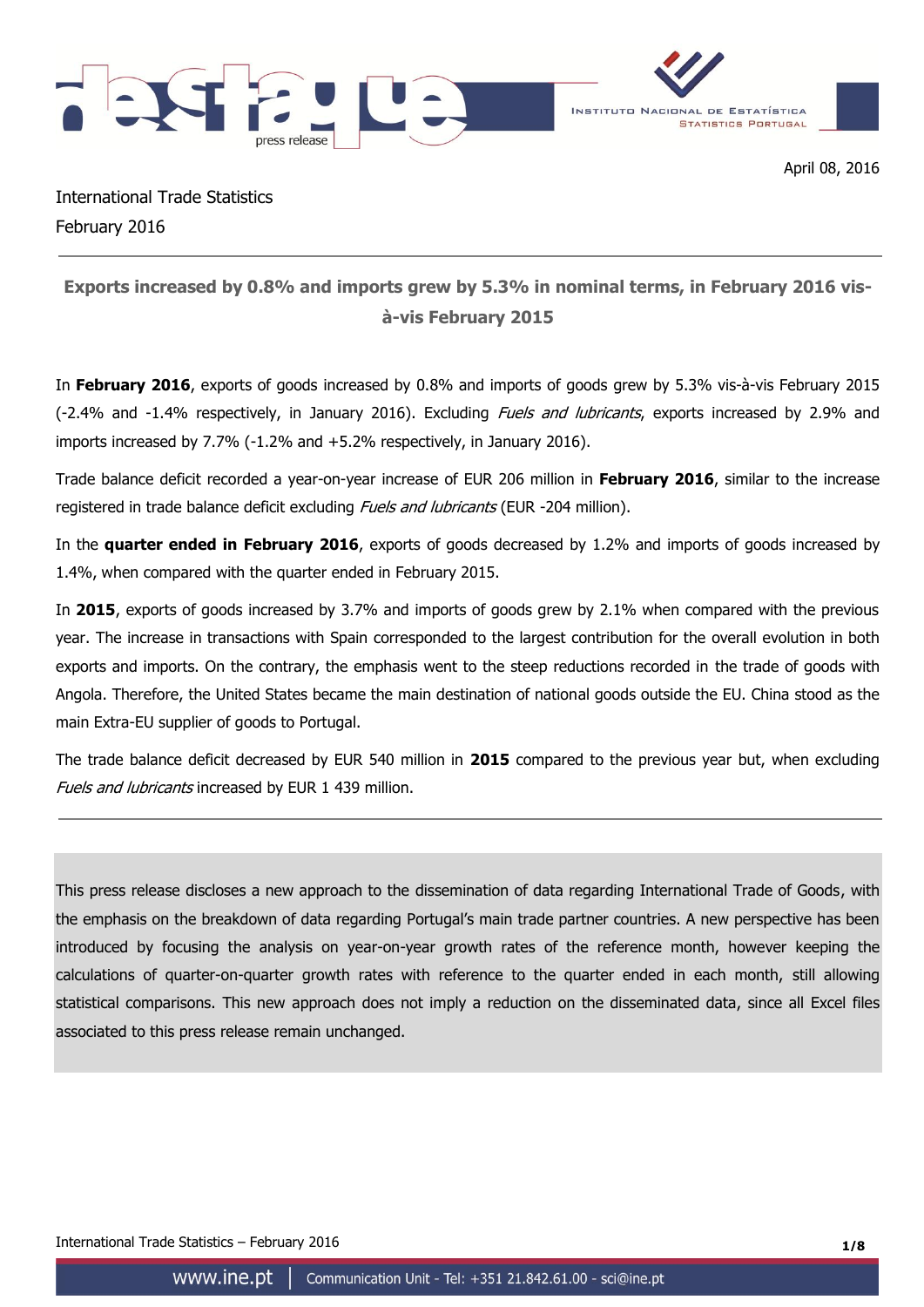April 08, 2016

International Trade Statistics
February 2016

## Exports increased by 0.8% and imports grew by 5.3% in nominal terms, in February 2016 vis-à-vis February 2015

In **February 2016**, exports of goods increased by 0.8% and imports of goods grew by 5.3% vis-à-vis February 2015 (-2.4% and -1.4% respectively, in January 2016). Excluding *Fuels and lubricants*, exports increased by 2.9% and imports increased by 7.7% (-1.2% and +5.2% respectively, in January 2016).

Trade balance deficit recorded a year-on-year increase of EUR 206 million in **February 2016**, similar to the increase registered in trade balance deficit excluding *Fuels and lubricants* (EUR -204 million).

In the **quarter ended in February 2016**, exports of goods decreased by 1.2% and imports of goods increased by 1.4%, when compared with the quarter ended in February 2015.

In **2015**, exports of goods increased by 3.7% and imports of goods grew by 2.1% when compared with the previous year. The increase in transactions with Spain corresponded to the largest contribution for the overall evolution in both exports and imports. On the contrary, the emphasis went to the steep reductions recorded in the trade of goods with Angola. Therefore, the United States became the main destination of national goods outside the EU. China stood as the main Extra-EU supplier of goods to Portugal.

The trade balance deficit decreased by EUR 540 million in **2015** compared to the previous year but, when excluding *Fuels and lubricants* increased by EUR 1 439 million.

---

This press release discloses a new approach to the dissemination of data regarding International Trade of Goods, with the emphasis on the breakdown of data regarding Portugal's main trade partner countries. A new perspective has been introduced by focusing the analysis on year-on-year growth rates of the reference month, however keeping the calculations of quarter-on-quarter growth rates with reference to the quarter ended in each month, still allowing statistical comparisons. This new approach does not imply a reduction on the disseminated data, since all Excel files associated to this press release remain unchanged.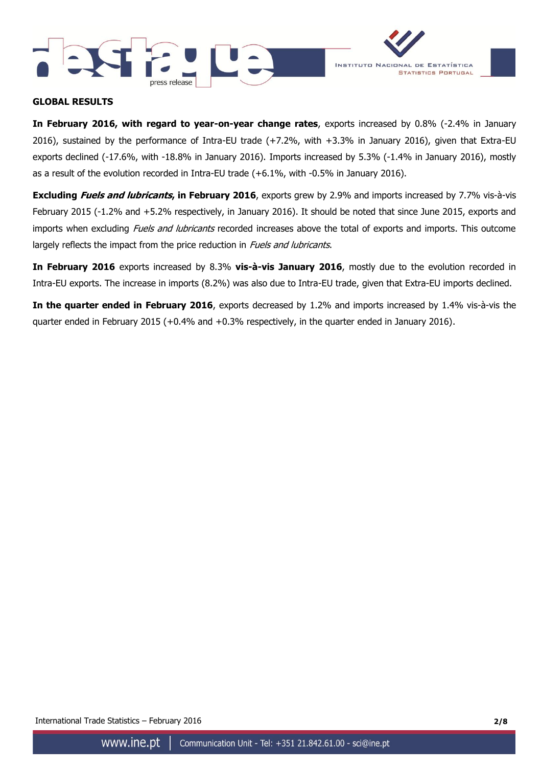## GLOBAL RESULTS

**In February 2016, with regard to year-on-year change rates**, exports increased by 0.8% (-2.4% in January 2016), sustained by the performance of Intra-EU trade (+7.2%, with +3.3% in January 2016), given that Extra-EU exports declined (-17.6%, with -18.8% in January 2016). Imports increased by 5.3% (-1.4% in January 2016), mostly as a result of the evolution recorded in Intra-EU trade (+6.1%, with -0.5% in January 2016).

**Excluding *Fuels and lubricants*, in February 2016**, exports grew by 2.9% and imports increased by 7.7% vis-à-vis February 2015 (-1.2% and +5.2% respectively, in January 2016). It should be noted that since June 2015, exports and imports when excluding *Fuels and lubricants* recorded increases above the total of exports and imports. This outcome largely reflects the impact from the price reduction in *Fuels and lubricants*.

**In February 2016** exports increased by 8.3% **vis-à-vis January 2016**, mostly due to the evolution recorded in Intra-EU exports. The increase in imports (8.2%) was also due to Intra-EU trade, given that Extra-EU imports declined.

**In the quarter ended in February 2016**, exports decreased by 1.2% and imports increased by 1.4% vis-à-vis the quarter ended in February 2015 (+0.4% and +0.3% respectively, in the quarter ended in January 2016).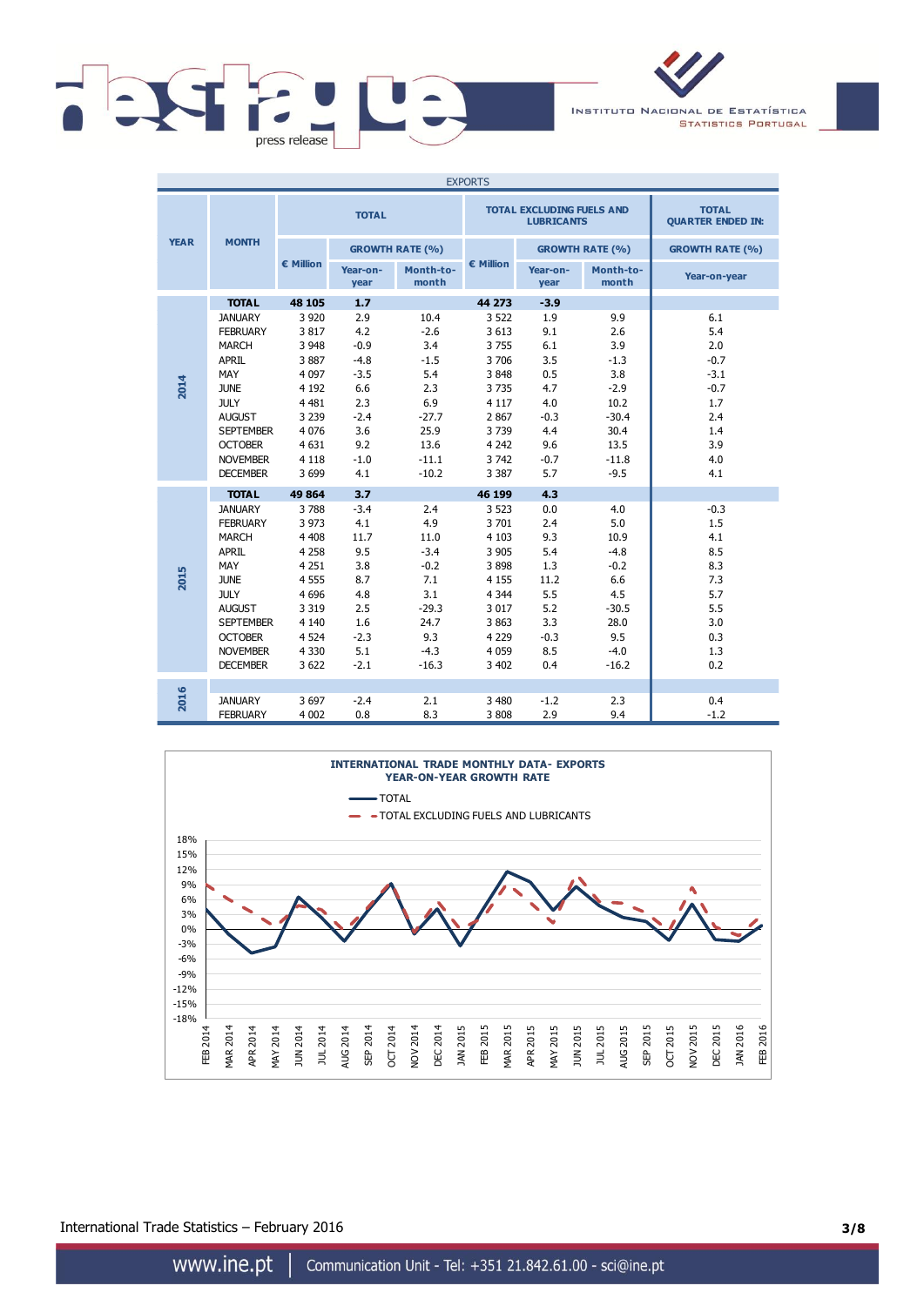| EXPORTS | | | | | | | | |
|---|---|---|---|---|---|---|---|---|
| YEAR | MONTH | TOTAL | | | TOTAL EXCLUDING FUELS AND LUBRICANTS | | | TOTAL QUARTER ENDED IN: |
| | | € Million | GROWTH RATE (%) | | € Million | GROWTH RATE (%) | | GROWTH RATE (%) |
| | | | Year-on-year | Month-to-month | | Year-on-year | Month-to-month | Year-on-year |
| 2014 | TOTAL | 48 105 | 1.7 | | 44 273 | -3.9 | | |
| | JANUARY | 3 920 | 2.9 | 10.4 | 3 522 | 1.9 | 9.9 | 6.1 |
| | FEBRUARY | 3 817 | 4.2 | -2.6 | 3 613 | 9.1 | 2.6 | 5.4 |
| | MARCH | 3 948 | -0.9 | 3.4 | 3 755 | 6.1 | 3.9 | 2.0 |
| | APRIL | 3 887 | -4.8 | -1.5 | 3 706 | 3.5 | -1.3 | -0.7 |
| | MAY | 4 097 | -3.5 | 5.4 | 3 848 | 0.5 | 3.8 | -3.1 |
| | JUNE | 4 192 | 6.6 | 2.3 | 3 735 | 4.7 | -2.9 | -0.7 |
| | JULY | 4 481 | 2.3 | 6.9 | 4 117 | 4.0 | 10.2 | 1.7 |
| | AUGUST | 3 239 | -2.4 | -27.7 | 2 867 | -0.3 | -30.4 | 2.4 |
| | SEPTEMBER | 4 076 | 3.6 | 25.9 | 3 739 | 4.4 | 30.4 | 1.4 |
| | OCTOBER | 4 631 | 9.2 | 13.6 | 4 242 | 9.6 | 13.5 | 3.9 |
| | NOVEMBER | 4 118 | -1.0 | -11.1 | 3 742 | -0.7 | -11.8 | 4.0 |
| | DECEMBER | 3 699 | 4.1 | -10.2 | 3 387 | 5.7 | -9.5 | 4.1 |
| 2015 | TOTAL | 49 864 | 3.7 | | 46 199 | 4.3 | | |
| | JANUARY | 3 788 | -3.4 | 2.4 | 3 523 | 0.0 | 4.0 | -0.3 |
| | FEBRUARY | 3 973 | 4.1 | 4.9 | 3 701 | 2.4 | 5.0 | 1.5 |
| | MARCH | 4 408 | 11.7 | 11.0 | 4 103 | 9.3 | 10.9 | 4.1 |
| | APRIL | 4 258 | 9.5 | -3.4 | 3 905 | 5.4 | -4.8 | 8.5 |
| | MAY | 4 251 | 3.8 | -0.2 | 3 898 | 1.3 | -0.2 | 8.3 |
| | JUNE | 4 555 | 8.7 | 7.1 | 4 155 | 11.2 | 6.6 | 7.3 |
| | JULY | 4 696 | 4.8 | 3.1 | 4 344 | 5.5 | 4.5 | 5.7 |
| | AUGUST | 3 319 | 2.5 | -29.3 | 3 017 | 5.2 | -30.5 | 5.5 |
| | SEPTEMBER | 4 140 | 1.6 | 24.7 | 3 863 | 3.3 | 28.0 | 3.0 |
| | OCTOBER | 4 524 | -2.3 | 9.3 | 4 229 | -0.3 | 9.5 | 0.3 |
| | NOVEMBER | 4 330 | 5.1 | -4.3 | 4 059 | 8.5 | -4.0 | 1.3 |
| | DECEMBER | 3 622 | -2.1 | -16.3 | 3 402 | 0.4 | -16.2 | 0.2 |
| 2016 | JANUARY | 3 697 | -2.4 | 2.1 | 3 480 | -1.2 | 2.3 | 0.4 |
| | FEBRUARY | 4 002 | 0.8 | 8.3 | 3 808 | 2.9 | 9.4 | -1.2 |

**INTERNATIONAL TRADE MONTHLY DATA- EXPORTS**
**YEAR-ON-YEAR GROWTH RATE**

International Trade Statistics – February 2016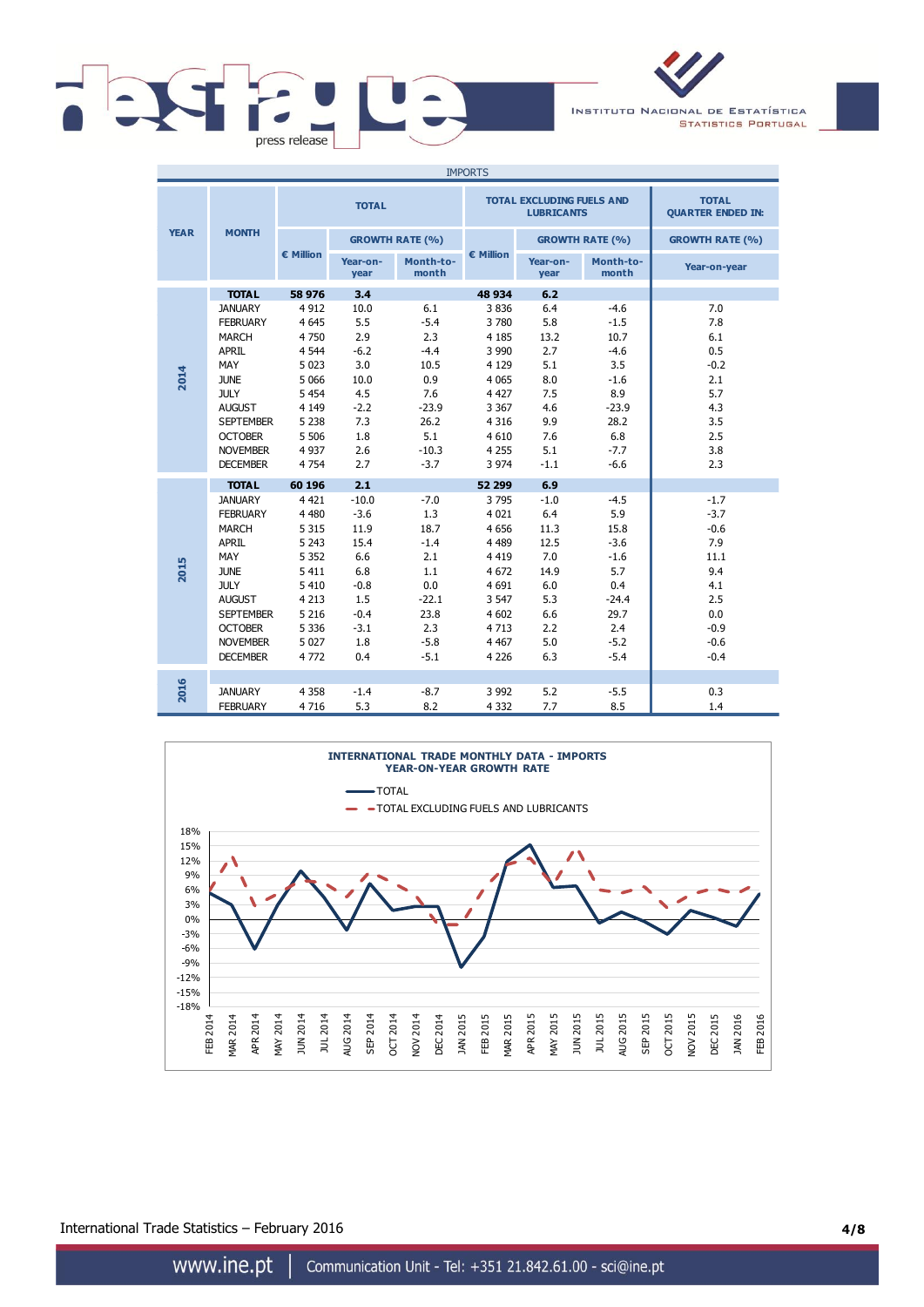IMPORTS

| YEAR | MONTH | TOTAL | | | TOTAL EXCLUDING FUELS AND LUBRICANTS | | | TOTAL QUARTER ENDED IN: |
|---|---|---|---|---|---|---|---|---|
| | | € Million | GROWTH RATE (%) | | € Million | GROWTH RATE (%) | | GROWTH RATE (%) |
| | | | Year-on-year | Month-to-month | | Year-on-year | Month-to-month | Year-on-year |
| 2014 | TOTAL | 58 976 | 3.4 | | 48 934 | 6.2 | | |
| | JANUARY | 4 912 | 10.0 | 6.1 | 3 836 | 6.4 | -4.6 | 7.0 |
| | FEBRUARY | 4 645 | 5.5 | -5.4 | 3 780 | 5.8 | -1.5 | 7.8 |
| | MARCH | 4 750 | 2.9 | 2.3 | 4 185 | 13.2 | 10.7 | 6.1 |
| | APRIL | 4 544 | -6.2 | -4.4 | 3 990 | 2.7 | -4.6 | 0.5 |
| | MAY | 5 023 | 3.0 | 10.5 | 4 129 | 5.1 | 3.5 | -0.2 |
| | JUNE | 5 066 | 10.0 | 0.9 | 4 065 | 8.0 | -1.6 | 2.1 |
| | JULY | 5 454 | 4.5 | 7.6 | 4 427 | 7.5 | 8.9 | 5.7 |
| | AUGUST | 4 149 | -2.2 | -23.9 | 3 367 | 4.6 | -23.9 | 4.3 |
| | SEPTEMBER | 5 238 | 7.3 | 26.2 | 4 316 | 9.9 | 28.2 | 3.5 |
| | OCTOBER | 5 506 | 1.8 | 5.1 | 4 610 | 7.6 | 6.8 | 2.5 |
| | NOVEMBER | 4 937 | 2.6 | -10.3 | 4 255 | 5.1 | -7.7 | 3.8 |
| | DECEMBER | 4 754 | 2.7 | -3.7 | 3 974 | -1.1 | -6.6 | 2.3 |
| 2015 | TOTAL | 60 196 | 2.1 | | 52 299 | 6.9 | | |
| | JANUARY | 4 421 | -10.0 | -7.0 | 3 795 | -1.0 | -4.5 | -1.7 |
| | FEBRUARY | 4 480 | -3.6 | 1.3 | 4 021 | 6.4 | 5.9 | -3.7 |
| | MARCH | 5 315 | 11.9 | 18.7 | 4 656 | 11.3 | 15.8 | -0.6 |
| | APRIL | 5 243 | 15.4 | -1.4 | 4 489 | 12.5 | -3.6 | 7.9 |
| | MAY | 5 352 | 6.6 | 2.1 | 4 419 | 7.0 | -1.6 | 11.1 |
| | JUNE | 5 411 | 6.8 | 1.1 | 4 672 | 14.9 | 5.7 | 9.4 |
| | JULY | 5 410 | -0.8 | 0.0 | 4 691 | 6.0 | 0.4 | 4.1 |
| | AUGUST | 4 213 | 1.5 | -22.1 | 3 547 | 5.3 | -24.4 | 2.5 |
| | SEPTEMBER | 5 216 | -0.4 | 23.8 | 4 602 | 6.6 | 29.7 | 0.0 |
| | OCTOBER | 5 336 | -3.1 | 2.3 | 4 713 | 2.2 | 2.4 | -0.9 |
| | NOVEMBER | 5 027 | 1.8 | -5.8 | 4 467 | 5.0 | -5.2 | -0.6 |
| | DECEMBER | 4 772 | 0.4 | -5.1 | 4 226 | 6.3 | -5.4 | -0.4 |
| 2016 | JANUARY | 4 358 | -1.4 | -8.7 | 3 992 | 5.2 | -5.5 | 0.3 |
| | FEBRUARY | 4 716 | 5.3 | 8.2 | 4 332 | 7.7 | 8.5 | 1.4 |

**INTERNATIONAL TRADE MONTHLY DATA - IMPORTS**
**YEAR-ON-YEAR GROWTH RATE**

— TOTAL
- - TOTAL EXCLUDING FUELS AND LUBRICANTS

International Trade Statistics – February 2016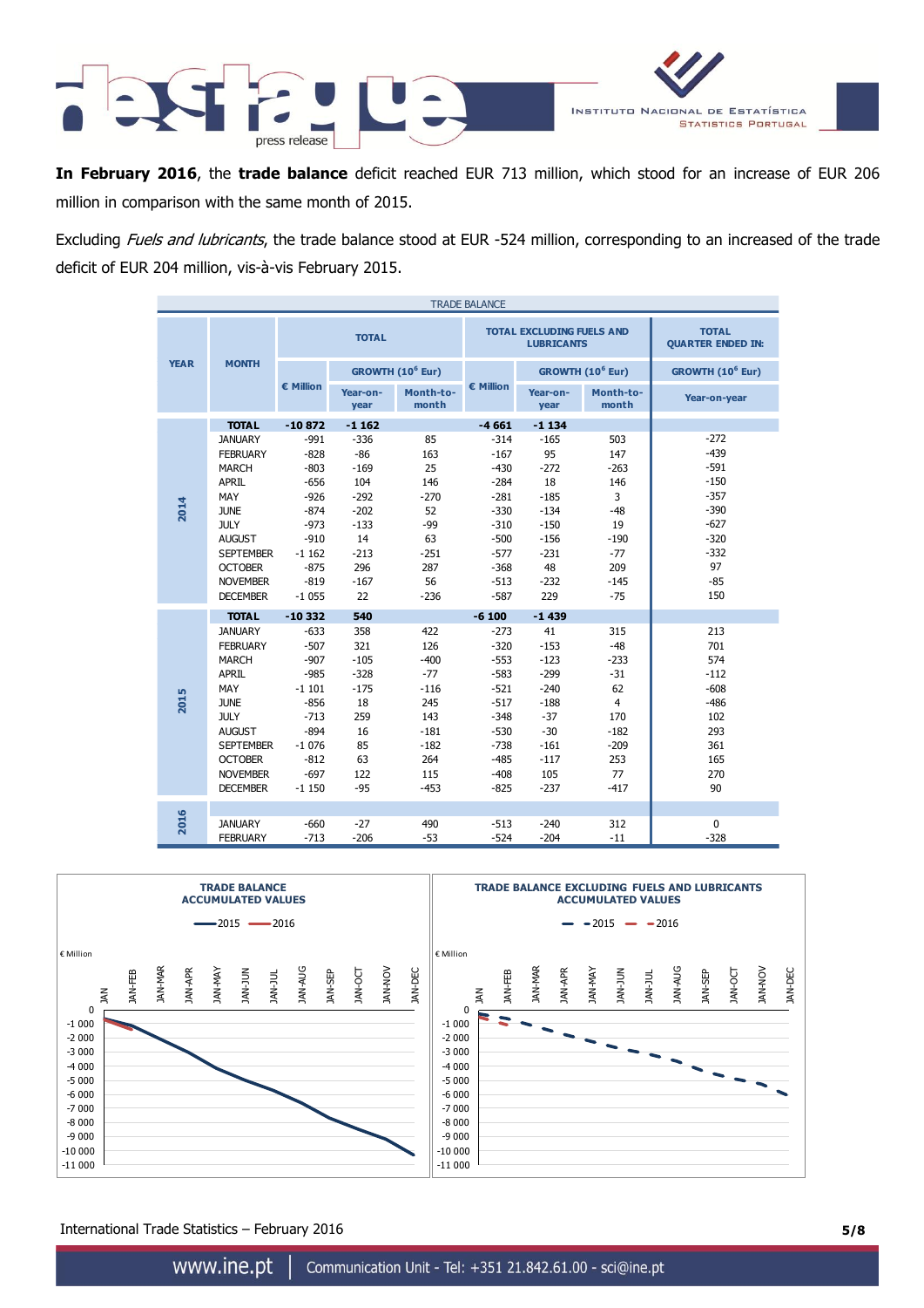**In February 2016**, the **trade balance** deficit reached EUR 713 million, which stood for an increase of EUR 206 million in comparison with the same month of 2015.

Excluding *Fuels and lubricants*, the trade balance stood at EUR -524 million, corresponding to an increased of the trade deficit of EUR 204 million, vis-à-vis February 2015.

TRADE BALANCE

| YEAR | MONTH | TOTAL | | | TOTAL EXCLUDING FUELS AND LUBRICANTS | | | TOTAL QUARTER ENDED IN: |
|---|---|---|---|---|---|---|---|---|
| | | € Million | GROWTH ($10^6$ Eur) | | € Million | GROWTH ($10^6$ Eur) | | GROWTH ($10^6$ Eur) |
| | | | Year-on-year | Month-to-month | | Year-on-year | Month-to-month | Year-on-year |
| 2014 | **TOTAL** | **-10 872** | **-1 162** | | **-4 661** | **-1 134** | | |
| | JANUARY | -991 | -336 | 85 | -314 | -165 | 503 | -272 |
| | FEBRUARY | -828 | -86 | 163 | -167 | 95 | 147 | -439 |
| | MARCH | -803 | -169 | 25 | -430 | -272 | -263 | -591 |
| | APRIL | -656 | 104 | 146 | -284 | 18 | 146 | -150 |
| | MAY | -926 | -292 | -270 | -281 | -185 | 3 | -357 |
| | JUNE | -874 | -202 | 52 | -330 | -134 | -48 | -390 |
| | JULY | -973 | -133 | -99 | -310 | -150 | 19 | -627 |
| | AUGUST | -910 | 14 | 63 | -500 | -156 | -190 | -320 |
| | SEPTEMBER | -1 162 | -213 | -251 | -577 | -231 | -77 | -332 |
| | OCTOBER | -875 | 296 | 287 | -368 | 48 | 209 | 97 |
| | NOVEMBER | -819 | -167 | 56 | -513 | -232 | -145 | -85 |
| | DECEMBER | -1 055 | 22 | -236 | -587 | 229 | -75 | 150 |
| 2015 | **TOTAL** | **-10 332** | **540** | | **-6 100** | **-1 439** | | |
| | JANUARY | -633 | 358 | 422 | -273 | 41 | 315 | 213 |
| | FEBRUARY | -507 | 321 | 126 | -320 | -153 | -48 | 701 |
| | MARCH | -907 | -105 | -400 | -553 | -123 | -233 | 574 |
| | APRIL | -985 | -328 | -77 | -583 | -299 | -31 | -112 |
| | MAY | -1 101 | -175 | -116 | -521 | -240 | 62 | -608 |
| | JUNE | -856 | 18 | 245 | -517 | -188 | 4 | -486 |
| | JULY | -713 | 259 | 143 | -348 | -37 | 170 | 102 |
| | AUGUST | -894 | 16 | -181 | -530 | -30 | -182 | 293 |
| | SEPTEMBER | -1 076 | 85 | -182 | -738 | -161 | -209 | 361 |
| | OCTOBER | -812 | 63 | 264 | -485 | -117 | 253 | 165 |
| | NOVEMBER | -697 | 122 | 115 | -408 | 105 | 77 | 270 |
| | DECEMBER | -1 150 | -95 | -453 | -825 | -237 | -417 | 90 |
| 2016 | JANUARY | -660 | -27 | 490 | -513 | -240 | 312 | 0 |
| | FEBRUARY | -713 | -206 | -53 | -524 | -204 | -11 | -328 |

TRADE BALANCE ACCUMULATED VALUES

TRADE BALANCE EXCLUDING FUELS AND LUBRICANTS ACCUMULATED VALUES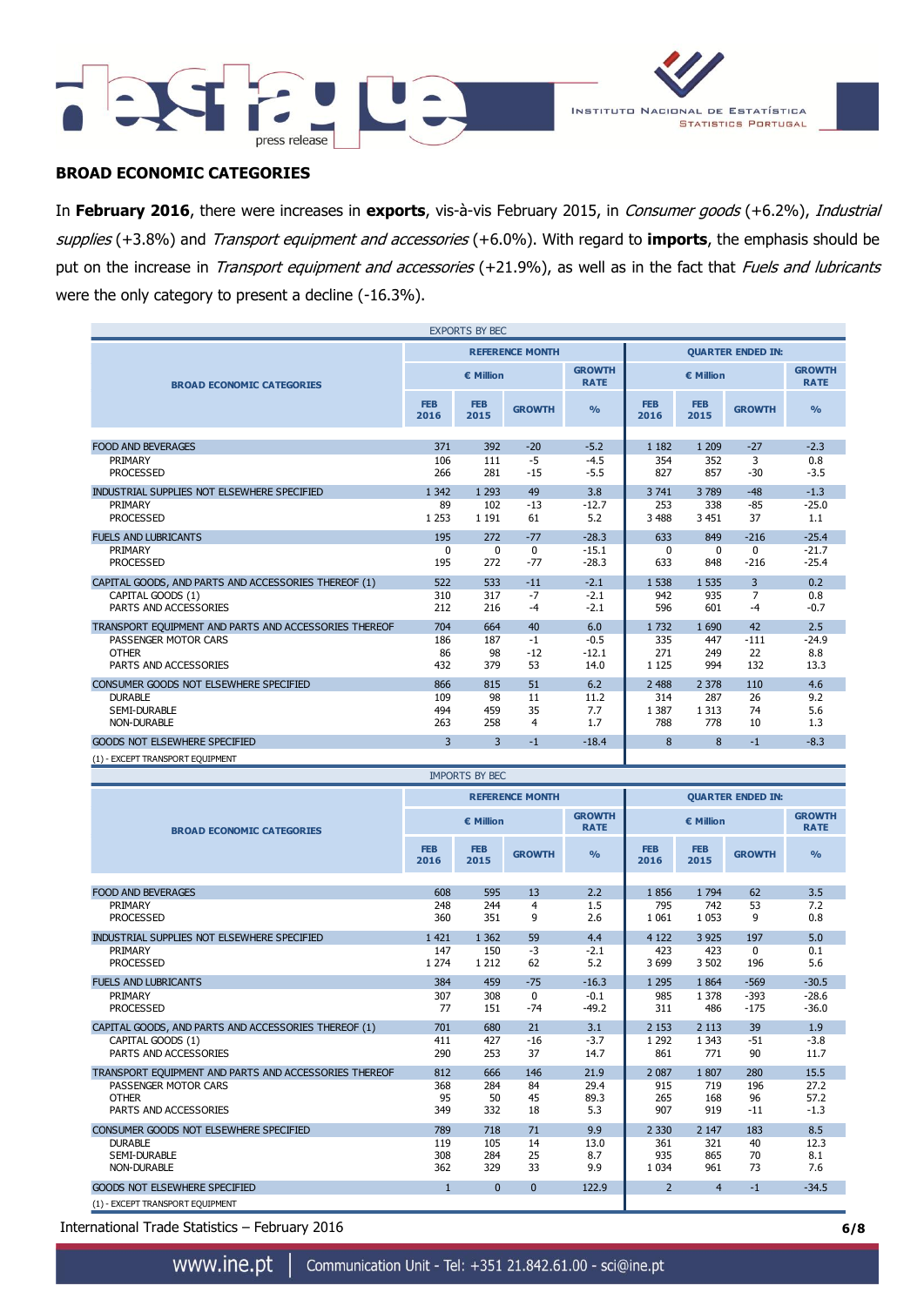## BROAD ECONOMIC CATEGORIES

In **February 2016**, there were increases in **exports**, vis-à-vis February 2015, in *Consumer goods* (+6.2%), *Industrial supplies* (+3.8%) and *Transport equipment and accessories* (+6.0%). With regard to **imports**, the emphasis should be put on the increase in *Transport equipment and accessories* (+21.9%), as well as in the fact that *Fuels and lubricants* were the only category to present a decline (-16.3%).

EXPORTS BY BEC

| BROAD ECONOMIC CATEGORIES | REFERENCE MONTH | | | | QUARTER ENDED IN: | | | |
|---|---|---|---|---|---|---|---|---|
| | € Million | | | GROWTH RATE | € Million | | | GROWTH RATE |
| | FEB 2016 | FEB 2015 | GROWTH | % | FEB 2016 | FEB 2015 | GROWTH | % |
| FOOD AND BEVERAGES | 371 | 392 | -20 | -5.2 | 1 182 | 1 209 | -27 | -2.3 |
| PRIMARY | 106 | 111 | -5 | -4.5 | 354 | 352 | 3 | 0.8 |
| PROCESSED | 266 | 281 | -15 | -5.5 | 827 | 857 | -30 | -3.5 |
| INDUSTRIAL SUPPLIES NOT ELSEWHERE SPECIFIED | 1 342 | 1 293 | 49 | 3.8 | 3 741 | 3 789 | -48 | -1.3 |
| PRIMARY | 89 | 102 | -13 | -12.7 | 253 | 338 | -85 | -25.0 |
| PROCESSED | 1 253 | 1 191 | 61 | 5.2 | 3 488 | 3 451 | 37 | 1.1 |
| FUELS AND LUBRICANTS | 195 | 272 | -77 | -28.3 | 633 | 849 | -216 | -25.4 |
| PRIMARY | 0 | 0 | 0 | -15.1 | 0 | 0 | 0 | -21.7 |
| PROCESSED | 195 | 272 | -77 | -28.3 | 633 | 848 | -216 | -25.4 |
| CAPITAL GOODS, AND PARTS AND ACCESSORIES THEREOF (1) | 522 | 533 | -11 | -2.1 | 1 538 | 1 535 | 3 | 0.2 |
| CAPITAL GOODS (1) | 310 | 317 | -7 | -2.1 | 942 | 935 | 7 | 0.8 |
| PARTS AND ACCESSORIES | 212 | 216 | -4 | -2.1 | 596 | 601 | -4 | -0.7 |
| TRANSPORT EQUIPMENT AND PARTS AND ACCESSORIES THEREOF | 704 | 664 | 40 | 6.0 | 1 732 | 1 690 | 42 | 2.5 |
| PASSENGER MOTOR CARS | 186 | 187 | -1 | -0.5 | 335 | 447 | -111 | -24.9 |
| OTHER | 86 | 98 | -12 | -12.1 | 271 | 249 | 22 | 8.8 |
| PARTS AND ACCESSORIES | 432 | 379 | 53 | 14.0 | 1 125 | 994 | 132 | 13.3 |
| CONSUMER GOODS NOT ELSEWHERE SPECIFIED | 866 | 815 | 51 | 6.2 | 2 488 | 2 378 | 110 | 4.6 |
| DURABLE | 109 | 98 | 11 | 11.2 | 314 | 287 | 26 | 9.2 |
| SEMI-DURABLE | 494 | 459 | 35 | 7.7 | 1 387 | 1 313 | 74 | 5.6 |
| NON-DURABLE | 263 | 258 | 4 | 1.7 | 788 | 778 | 10 | 1.3 |
| GOODS NOT ELSEWHERE SPECIFIED | 3 | 3 | -1 | -18.4 | 8 | 8 | -1 | -8.3 |

(1) - EXCEPT TRANSPORT EQUIPMENT

IMPORTS BY BEC

| BROAD ECONOMIC CATEGORIES | REFERENCE MONTH | | | | QUARTER ENDED IN: | | | |
|---|---|---|---|---|---|---|---|---|
| | € Million | | | GROWTH RATE | € Million | | | GROWTH RATE |
| | FEB 2016 | FEB 2015 | GROWTH | % | FEB 2016 | FEB 2015 | GROWTH | % |
| FOOD AND BEVERAGES | 608 | 595 | 13 | 2.2 | 1 856 | 1 794 | 62 | 3.5 |
| PRIMARY | 248 | 244 | 4 | 1.5 | 795 | 742 | 53 | 7.2 |
| PROCESSED | 360 | 351 | 9 | 2.6 | 1 061 | 1 053 | 9 | 0.8 |
| INDUSTRIAL SUPPLIES NOT ELSEWHERE SPECIFIED | 1 421 | 1 362 | 59 | 4.4 | 4 122 | 3 925 | 197 | 5.0 |
| PRIMARY | 147 | 150 | -3 | -2.1 | 423 | 423 | 0 | 0.1 |
| PROCESSED | 1 274 | 1 212 | 62 | 5.2 | 3 699 | 3 502 | 196 | 5.6 |
| FUELS AND LUBRICANTS | 384 | 459 | -75 | -16.3 | 1 295 | 1 864 | -569 | -30.5 |
| PRIMARY | 307 | 308 | 0 | -0.1 | 985 | 1 378 | -393 | -28.6 |
| PROCESSED | 77 | 151 | -74 | -49.2 | 311 | 486 | -175 | -36.0 |
| CAPITAL GOODS, AND PARTS AND ACCESSORIES THEREOF (1) | 701 | 680 | 21 | 3.1 | 2 153 | 2 113 | 39 | 1.9 |
| CAPITAL GOODS (1) | 411 | 427 | -16 | -3.7 | 1 292 | 1 343 | -51 | -3.8 |
| PARTS AND ACCESSORIES | 290 | 253 | 37 | 14.7 | 861 | 771 | 90 | 11.7 |
| TRANSPORT EQUIPMENT AND PARTS AND ACCESSORIES THEREOF | 812 | 666 | 146 | 21.9 | 2 087 | 1 807 | 280 | 15.5 |
| PASSENGER MOTOR CARS | 368 | 284 | 84 | 29.4 | 915 | 719 | 196 | 27.2 |
| OTHER | 95 | 50 | 45 | 89.3 | 265 | 168 | 96 | 57.2 |
| PARTS AND ACCESSORIES | 349 | 332 | 18 | 5.3 | 907 | 919 | -11 | -1.3 |
| CONSUMER GOODS NOT ELSEWHERE SPECIFIED | 789 | 718 | 71 | 9.9 | 2 330 | 2 147 | 183 | 8.5 |
| DURABLE | 119 | 105 | 14 | 13.0 | 361 | 321 | 40 | 12.3 |
| SEMI-DURABLE | 308 | 284 | 25 | 8.7 | 935 | 865 | 70 | 8.1 |
| NON-DURABLE | 362 | 329 | 33 | 9.9 | 1 034 | 961 | 73 | 7.6 |
| GOODS NOT ELSEWHERE SPECIFIED | 1 | 0 | 0 | 122.9 | 2 | 4 | -1 | -34.5 |

(1) - EXCEPT TRANSPORT EQUIPMENT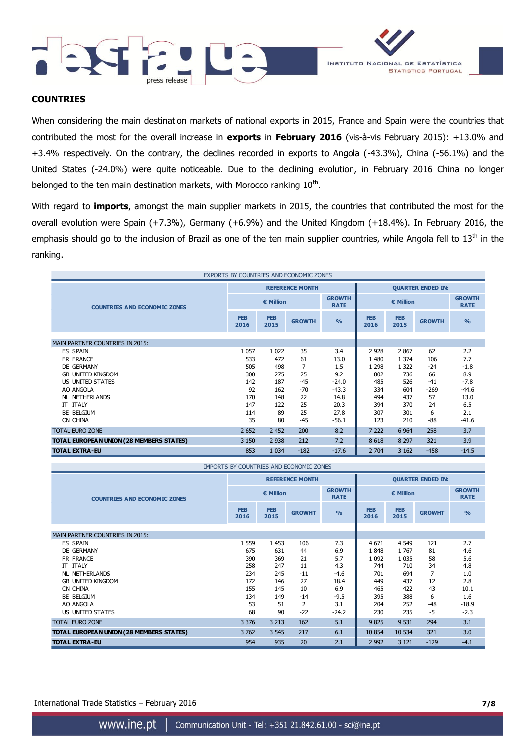## COUNTRIES

When considering the main destination markets of national exports in 2015, France and Spain were the countries that contributed the most for the overall increase in **exports** in **February 2016** (vis-à-vis February 2015): +13.0% and +3.4% respectively. On the contrary, the declines recorded in exports to Angola (-43.3%), China (-56.1%) and the United States (-24.0%) were quite noticeable. Due to the declining evolution, in February 2016 China no longer belonged to the ten main destination markets, with Morocco ranking 10th.

With regard to **imports**, amongst the main supplier markets in 2015, the countries that contributed the most for the overall evolution were Spain (+7.3%), Germany (+6.9%) and the United Kingdom (+18.4%). In February 2016, the emphasis should go to the inclusion of Brazil as one of the ten main supplier countries, while Angola fell to 13th in the ranking.

EXPORTS BY COUNTRIES AND ECONOMIC ZONES

| COUNTRIES AND ECONOMIC ZONES | REFERENCE MONTH | | | | QUARTER ENDED IN: | | | |
|---|---|---|---|---|---|---|---|---|
| | € Million | | | GROWTH RATE | € Million | | | GROWTH RATE |
| | FEB 2016 | FEB 2015 | GROWTH | % | FEB 2016 | FEB 2015 | GROWTH | % |
| MAIN PARTNER COUNTRIES IN 2015: | | | | | | | | |
| ES SPAIN | 1 057 | 1 022 | 35 | 3.4 | 2 928 | 2 867 | 62 | 2.2 |
| FR FRANCE | 533 | 472 | 61 | 13.0 | 1 480 | 1 374 | 106 | 7.7 |
| DE GERMANY | 505 | 498 | 7 | 1.5 | 1 298 | 1 322 | -24 | -1.8 |
| GB UNITED KINGDOM | 300 | 275 | 25 | 9.2 | 802 | 736 | 66 | 8.9 |
| US UNITED STATES | 142 | 187 | -45 | -24.0 | 485 | 526 | -41 | -7.8 |
| AO ANGOLA | 92 | 162 | -70 | -43.3 | 334 | 604 | -269 | -44.6 |
| NL NETHERLANDS | 170 | 148 | 22 | 14.8 | 494 | 437 | 57 | 13.0 |
| IT ITALY | 147 | 122 | 25 | 20.3 | 394 | 370 | 24 | 6.5 |
| BE BELGIUM | 114 | 89 | 25 | 27.8 | 307 | 301 | 6 | 2.1 |
| CN CHINA | 35 | 80 | -45 | -56.1 | 123 | 210 | -88 | -41.6 |
| TOTAL EURO ZONE | 2 652 | 2 452 | 200 | 8.2 | 7 222 | 6 964 | 258 | 3.7 |
| **TOTAL EUROPEAN UNION (28 MEMBERS STATES)** | 3 150 | 2 938 | 212 | 7.2 | 8 618 | 8 297 | 321 | 3.9 |
| **TOTAL EXTRA-EU** | 853 | 1 034 | -182 | -17.6 | 2 704 | 3 162 | -458 | -14.5 |

IMPORTS BY COUNTRIES AND ECONOMIC ZONES

| COUNTRIES AND ECONOMIC ZONES | REFERENCE MONTH | | | | QUARTER ENDED IN: | | | |
|---|---|---|---|---|---|---|---|---|
| | € Million | | | GROWTH RATE | € Million | | | GROWTH RATE |
| | FEB 2016 | FEB 2015 | GROWHT | % | FEB 2016 | FEB 2015 | GROWHT | % |
| MAIN PARTNER COUNTRIES IN 2015: | | | | | | | | |
| ES SPAIN | 1 559 | 1 453 | 106 | 7.3 | 4 671 | 4 549 | 121 | 2.7 |
| DE GERMANY | 675 | 631 | 44 | 6.9 | 1 848 | 1 767 | 81 | 4.6 |
| FR FRANCE | 390 | 369 | 21 | 5.7 | 1 092 | 1 035 | 58 | 5.6 |
| IT ITALY | 258 | 247 | 11 | 4.3 | 744 | 710 | 34 | 4.8 |
| NL NETHERLANDS | 234 | 245 | -11 | -4.6 | 701 | 694 | 7 | 1.0 |
| GB UNITED KINGDOM | 172 | 146 | 27 | 18.4 | 449 | 437 | 12 | 2.8 |
| CN CHINA | 155 | 145 | 10 | 6.9 | 465 | 422 | 43 | 10.1 |
| BE BELGIUM | 134 | 149 | -14 | -9.5 | 395 | 388 | 6 | 1.6 |
| AO ANGOLA | 53 | 51 | 2 | 3.1 | 204 | 252 | -48 | -18.9 |
| US UNITED STATES | 68 | 90 | -22 | -24.2 | 230 | 235 | -5 | -2.3 |
| TOTAL EURO ZONE | 3 376 | 3 213 | 162 | 5.1 | 9 825 | 9 531 | 294 | 3.1 |
| **TOTAL EUROPEAN UNION (28 MEMBERS STATES)** | 3 762 | 3 545 | 217 | 6.1 | 10 854 | 10 534 | 321 | 3.0 |
| **TOTAL EXTRA-EU** | 954 | 935 | 20 | 2.1 | 2 992 | 3 121 | -129 | -4.1 |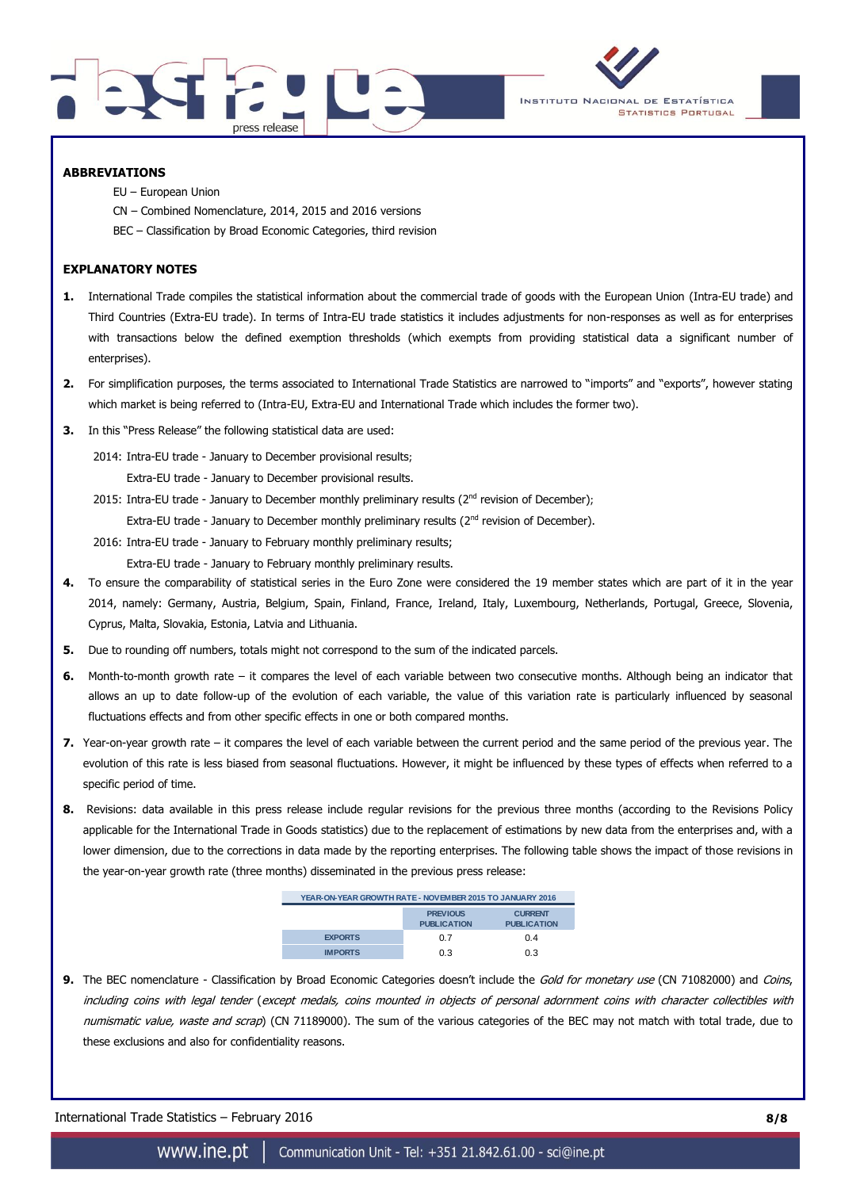## ABBREVIATIONS

EU – European Union

CN – Combined Nomenclature, 2014, 2015 and 2016 versions

BEC – Classification by Broad Economic Categories, third revision

## EXPLANATORY NOTES

1. International Trade compiles the statistical information about the commercial trade of goods with the European Union (Intra-EU trade) and Third Countries (Extra-EU trade). In terms of Intra-EU trade statistics it includes adjustments for non-responses as well as for enterprises with transactions below the defined exemption thresholds (which exempts from providing statistical data a significant number of enterprises).

2. For simplification purposes, the terms associated to International Trade Statistics are narrowed to "imports" and "exports", however stating which market is being referred to (Intra-EU, Extra-EU and International Trade which includes the former two).

3. In this "Press Release" the following statistical data are used:

   2014: Intra-EU trade - January to December provisional results;
   Extra-EU trade - January to December provisional results.

   2015: Intra-EU trade - January to December monthly preliminary results (2nd revision of December);
   Extra-EU trade - January to December monthly preliminary results (2nd revision of December).

   2016: Intra-EU trade - January to February monthly preliminary results;
   Extra-EU trade - January to February monthly preliminary results.

4. To ensure the comparability of statistical series in the Euro Zone were considered the 19 member states which are part of it in the year 2014, namely: Germany, Austria, Belgium, Spain, Finland, France, Ireland, Italy, Luxembourg, Netherlands, Portugal, Greece, Slovenia, Cyprus, Malta, Slovakia, Estonia, Latvia and Lithuania.

5. Due to rounding off numbers, totals might not correspond to the sum of the indicated parcels.

6. Month-to-month growth rate – it compares the level of each variable between two consecutive months. Although being an indicator that allows an up to date follow-up of the evolution of each variable, the value of this variation rate is particularly influenced by seasonal fluctuations effects and from other specific effects in one or both compared months.

7. Year-on-year growth rate – it compares the level of each variable between the current period and the same period of the previous year. The evolution of this rate is less biased from seasonal fluctuations. However, it might be influenced by these types of effects when referred to a specific period of time.

8. Revisions: data available in this press release include regular revisions for the previous three months (according to the Revisions Policy applicable for the International Trade in Goods statistics) due to the replacement of estimations by new data from the enterprises and, with a lower dimension, due to the corrections in data made by the reporting enterprises. The following table shows the impact of those revisions in the year-on-year growth rate (three months) disseminated in the previous press release:

| YEAR-ON-YEAR GROWTH RATE - NOVEMBER 2015 TO JANUARY 2016 | | |
|---|---|---|
| | PREVIOUS PUBLICATION | CURRENT PUBLICATION |
| EXPORTS | 0.7 | 0.4 |
| IMPORTS | 0.3 | 0.3 |

9. The BEC nomenclature - Classification by Broad Economic Categories doesn't include the *Gold for monetary use* (CN 71082000) and *Coins, including coins with legal tender* (*except medals, coins mounted in objects of personal adornment coins with character collectibles with numismatic value, waste and scrap*) (CN 71189000). The sum of the various categories of the BEC may not match with total trade, due to these exclusions and also for confidentiality reasons.